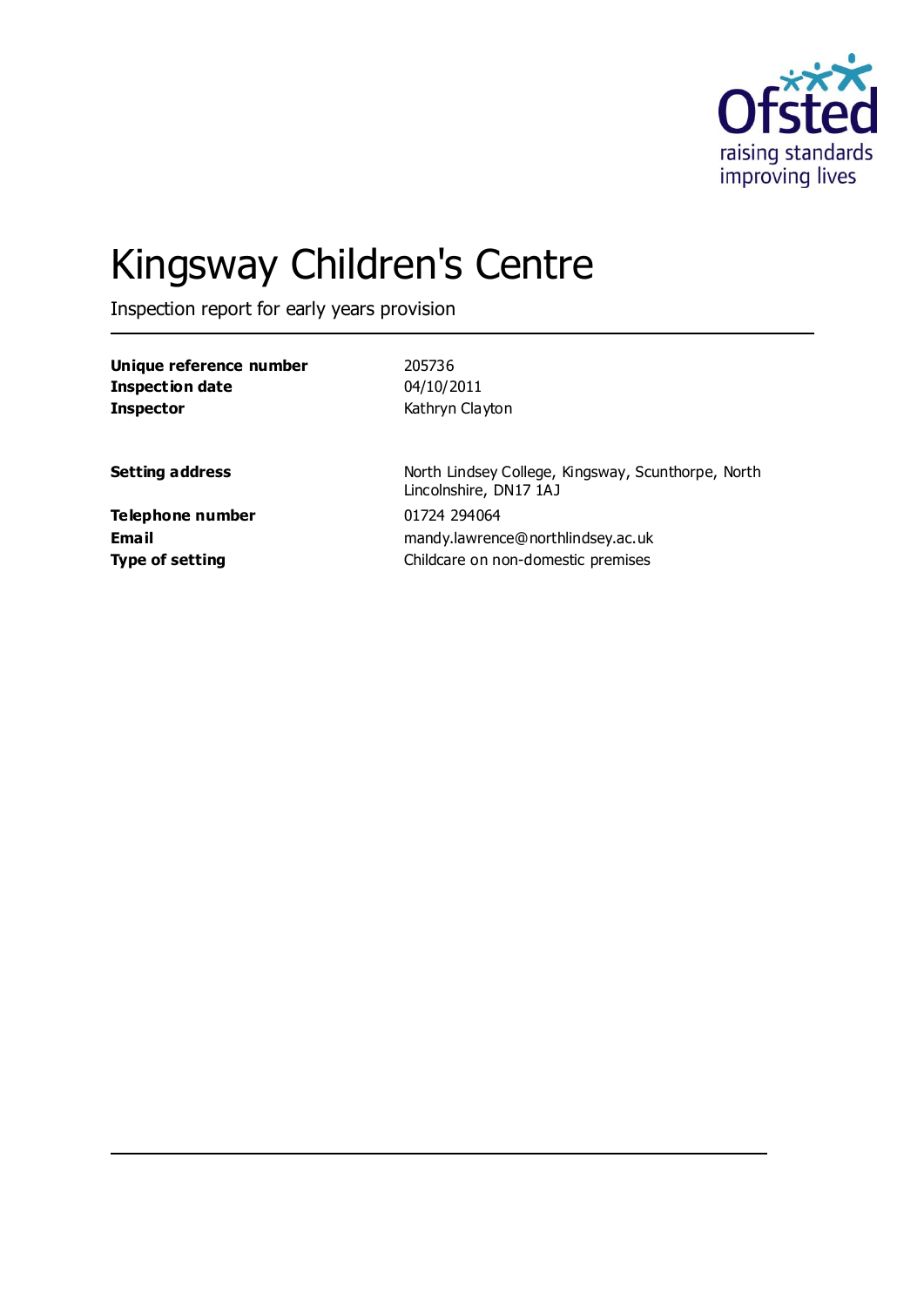# Kingsway Children's Centre

Inspection report for early years provision

| | |
|---|---|
| **Unique reference number** | 205736 |
| **Inspection date** | 04/10/2011 |
| **Inspector** | Kathryn Clayton |
| | |
| **Setting address** | North Lindsey College, Kingsway, Scunthorpe, North Lincolnshire, DN17 1AJ |
| **Telephone number** | 01724 294064 |
| **Email** | mandy.lawrence@northlindsey.ac.uk |
| **Type of setting** | Childcare on non-domestic premises |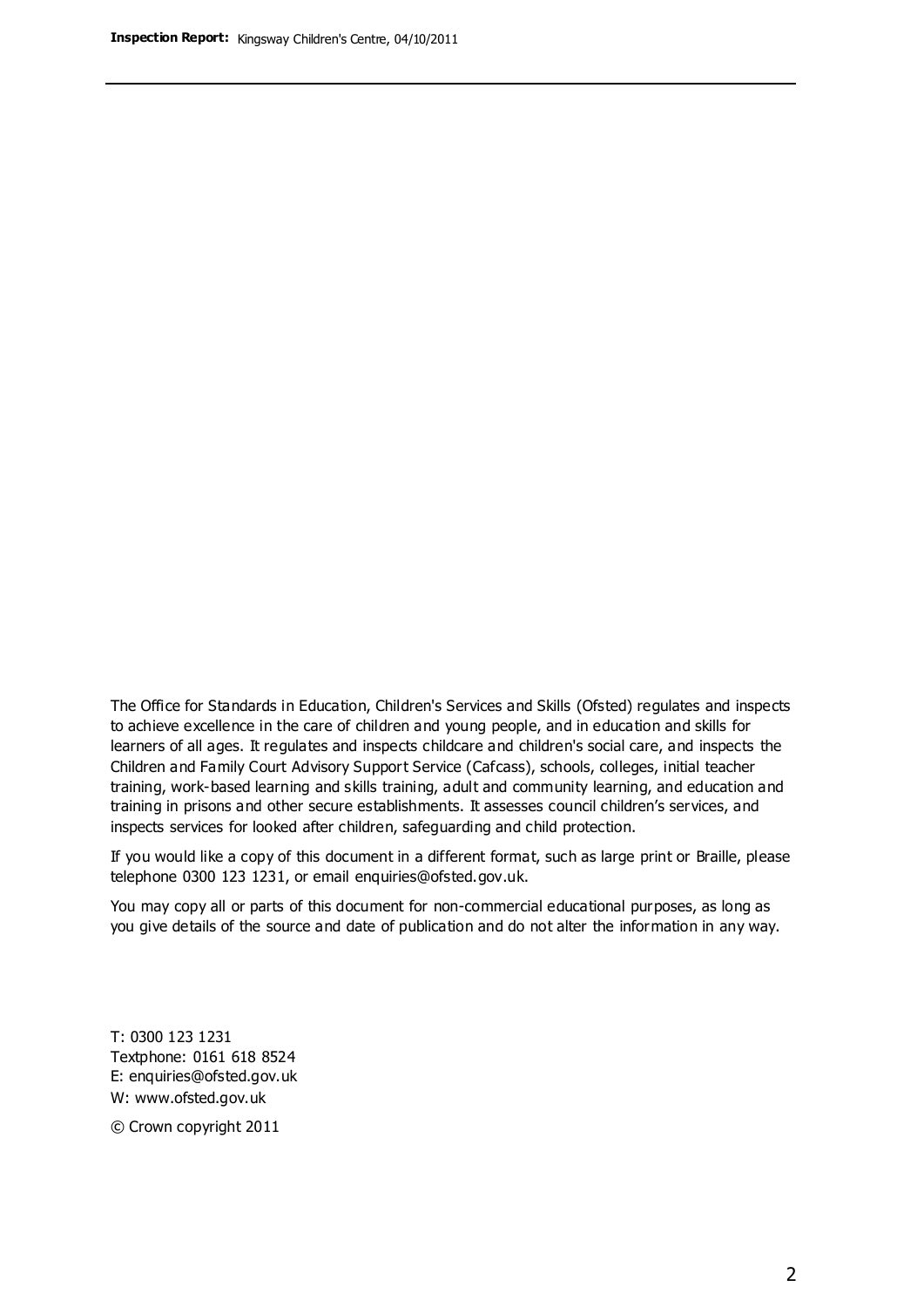The Office for Standards in Education, Children's Services and Skills (Ofsted) regulates and inspects to achieve excellence in the care of children and young people, and in education and skills for learners of all ages. It regulates and inspects childcare and children's social care, and inspects the Children and Family Court Advisory Support Service (Cafcass), schools, colleges, initial teacher training, work-based learning and skills training, adult and community learning, and education and training in prisons and other secure establishments. It assesses council children's services, and inspects services for looked after children, safeguarding and child protection.

If you would like a copy of this document in a different format, such as large print or Braille, please telephone 0300 123 1231, or email enquiries@ofsted.gov.uk.

You may copy all or parts of this document for non-commercial educational purposes, as long as you give details of the source and date of publication and do not alter the information in any way.

T: 0300 123 1231
Textphone: 0161 618 8524
E: enquiries@ofsted.gov.uk
W: www.ofsted.gov.uk

© Crown copyright 2011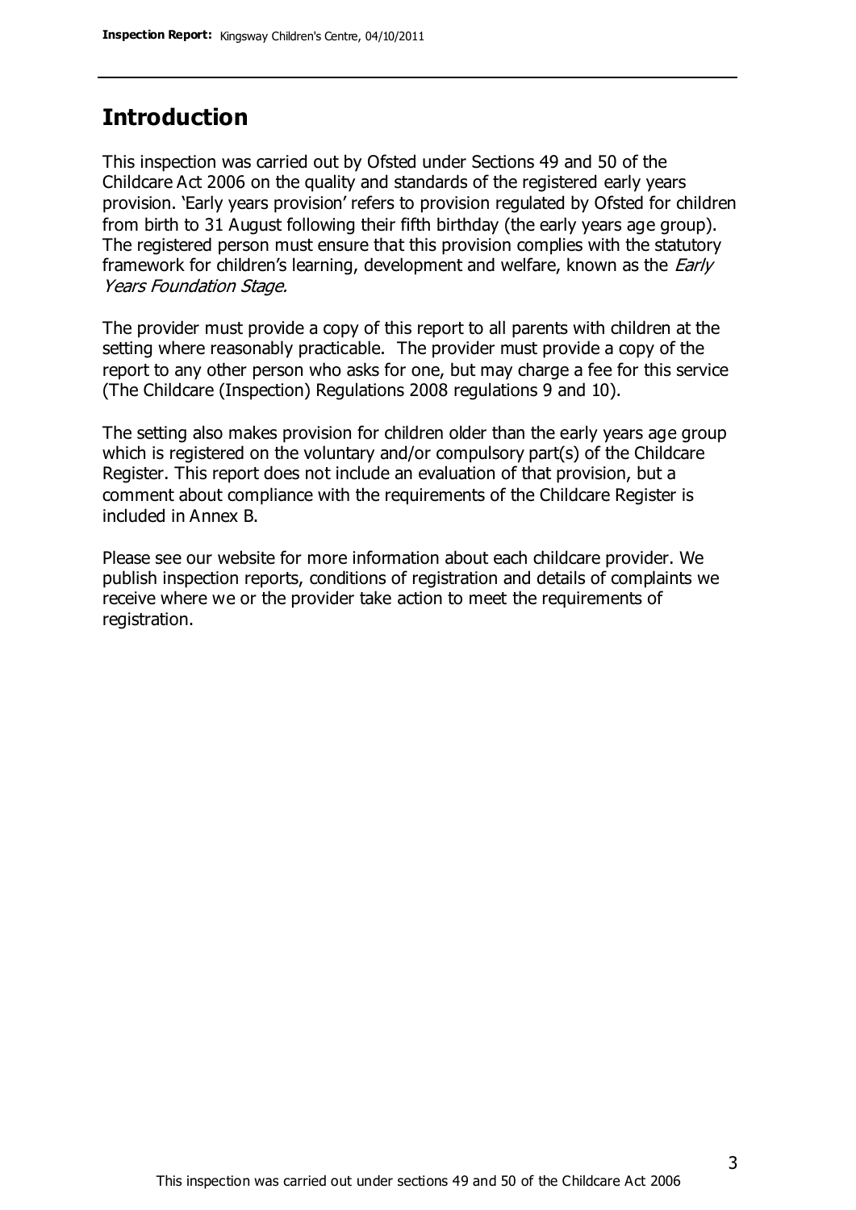## Introduction

This inspection was carried out by Ofsted under Sections 49 and 50 of the Childcare Act 2006 on the quality and standards of the registered early years provision. 'Early years provision' refers to provision regulated by Ofsted for children from birth to 31 August following their fifth birthday (the early years age group). The registered person must ensure that this provision complies with the statutory framework for children's learning, development and welfare, known as the *Early Years Foundation Stage*.

The provider must provide a copy of this report to all parents with children at the setting where reasonably practicable. The provider must provide a copy of the report to any other person who asks for one, but may charge a fee for this service (The Childcare (Inspection) Regulations 2008 regulations 9 and 10).

The setting also makes provision for children older than the early years age group which is registered on the voluntary and/or compulsory part(s) of the Childcare Register. This report does not include an evaluation of that provision, but a comment about compliance with the requirements of the Childcare Register is included in Annex B.

Please see our website for more information about each childcare provider. We publish inspection reports, conditions of registration and details of complaints we receive where we or the provider take action to meet the requirements of registration.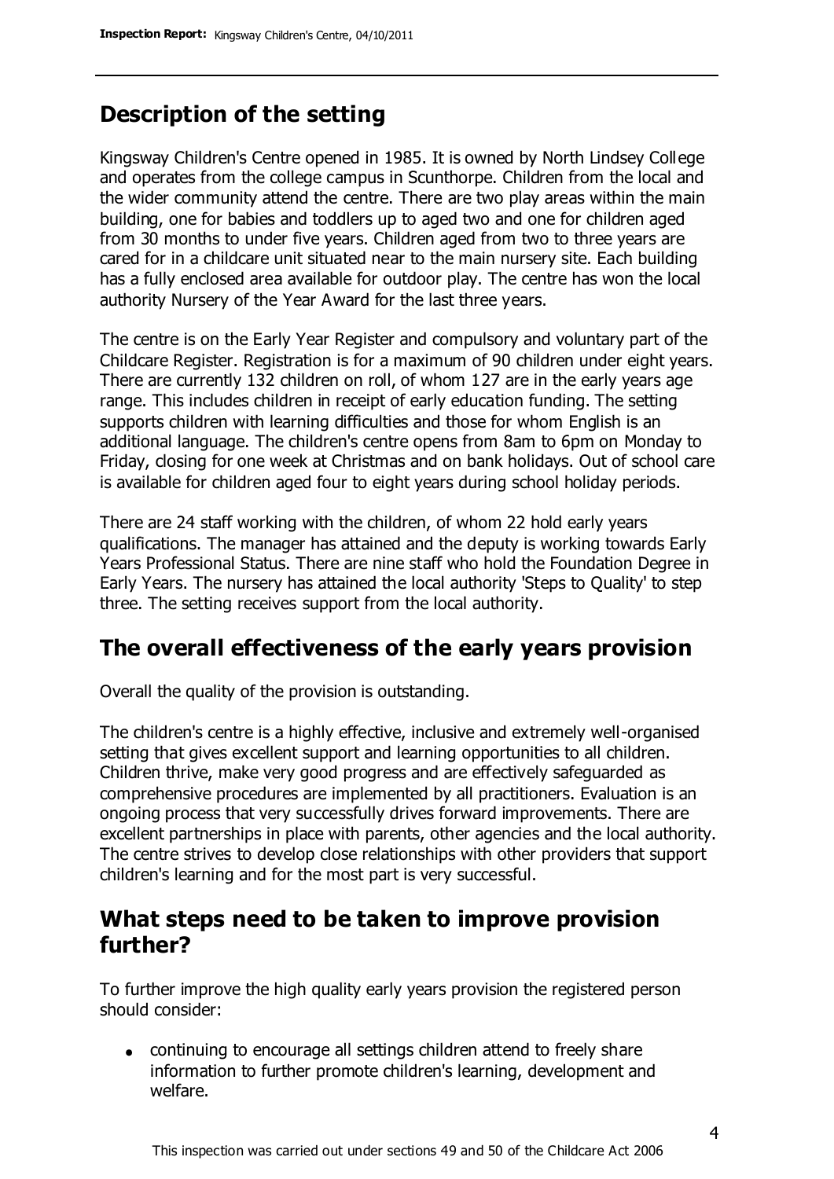## Description of the setting

Kingsway Children's Centre opened in 1985. It is owned by North Lindsey College and operates from the college campus in Scunthorpe. Children from the local and the wider community attend the centre. There are two play areas within the main building, one for babies and toddlers up to aged two and one for children aged from 30 months to under five years. Children aged from two to three years are cared for in a childcare unit situated near to the main nursery site. Each building has a fully enclosed area available for outdoor play. The centre has won the local authority Nursery of the Year Award for the last three years.

The centre is on the Early Year Register and compulsory and voluntary part of the Childcare Register. Registration is for a maximum of 90 children under eight years. There are currently 132 children on roll, of whom 127 are in the early years age range. This includes children in receipt of early education funding. The setting supports children with learning difficulties and those for whom English is an additional language. The children's centre opens from 8am to 6pm on Monday to Friday, closing for one week at Christmas and on bank holidays. Out of school care is available for children aged four to eight years during school holiday periods.

There are 24 staff working with the children, of whom 22 hold early years qualifications. The manager has attained and the deputy is working towards Early Years Professional Status. There are nine staff who hold the Foundation Degree in Early Years. The nursery has attained the local authority 'Steps to Quality' to step three. The setting receives support from the local authority.

## The overall effectiveness of the early years provision

Overall the quality of the provision is outstanding.

The children's centre is a highly effective, inclusive and extremely well-organised setting that gives excellent support and learning opportunities to all children. Children thrive, make very good progress and are effectively safeguarded as comprehensive procedures are implemented by all practitioners. Evaluation is an ongoing process that very successfully drives forward improvements. There are excellent partnerships in place with parents, other agencies and the local authority. The centre strives to develop close relationships with other providers that support children's learning and for the most part is very successful.

## What steps need to be taken to improve provision further?

To further improve the high quality early years provision the registered person should consider:

- continuing to encourage all settings children attend to freely share information to further promote children's learning, development and welfare.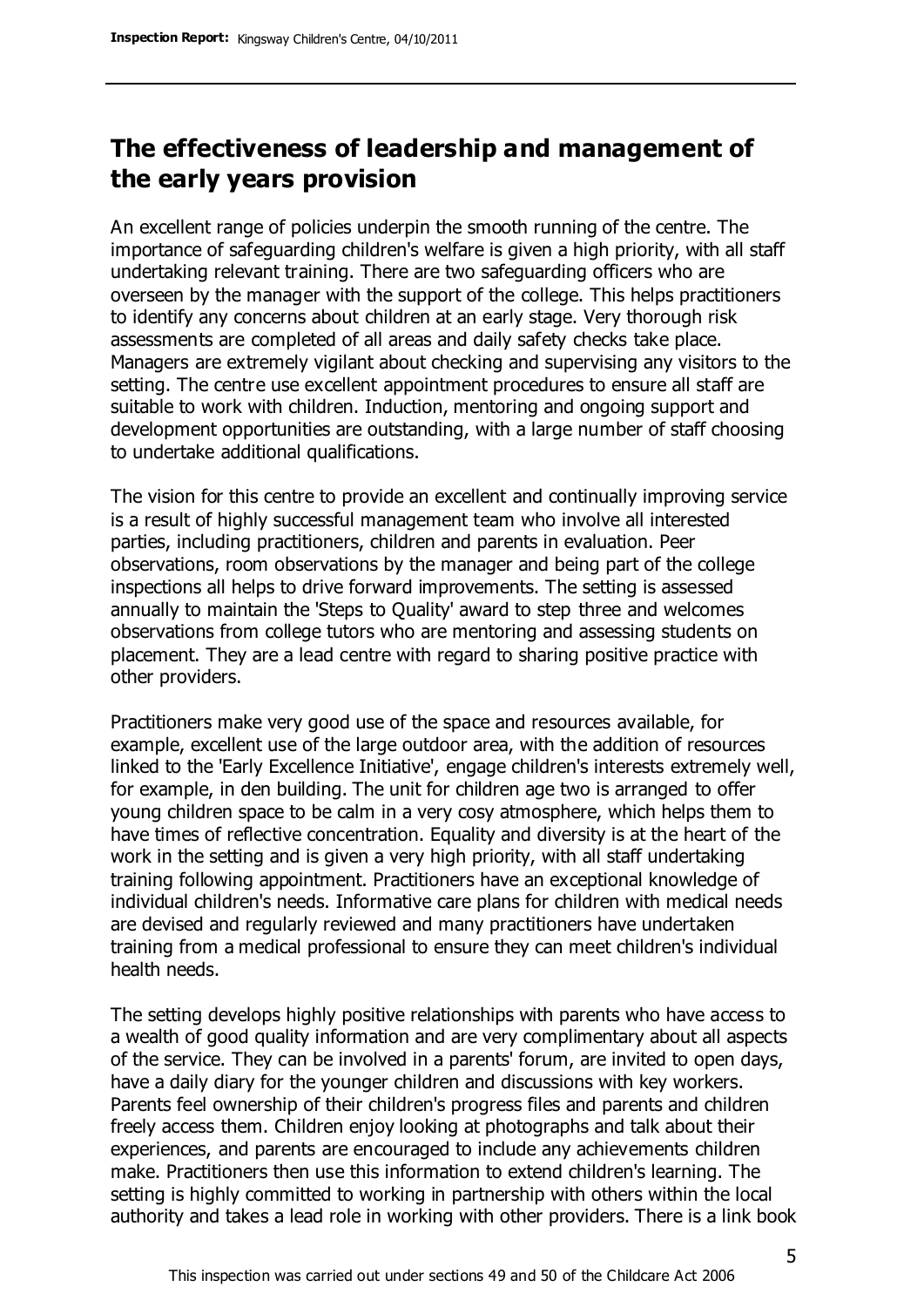## The effectiveness of leadership and management of the early years provision

An excellent range of policies underpin the smooth running of the centre. The importance of safeguarding children's welfare is given a high priority, with all staff undertaking relevant training. There are two safeguarding officers who are overseen by the manager with the support of the college. This helps practitioners to identify any concerns about children at an early stage. Very thorough risk assessments are completed of all areas and daily safety checks take place. Managers are extremely vigilant about checking and supervising any visitors to the setting. The centre use excellent appointment procedures to ensure all staff are suitable to work with children. Induction, mentoring and ongoing support and development opportunities are outstanding, with a large number of staff choosing to undertake additional qualifications.

The vision for this centre to provide an excellent and continually improving service is a result of highly successful management team who involve all interested parties, including practitioners, children and parents in evaluation. Peer observations, room observations by the manager and being part of the college inspections all helps to drive forward improvements. The setting is assessed annually to maintain the 'Steps to Quality' award to step three and welcomes observations from college tutors who are mentoring and assessing students on placement. They are a lead centre with regard to sharing positive practice with other providers.

Practitioners make very good use of the space and resources available, for example, excellent use of the large outdoor area, with the addition of resources linked to the 'Early Excellence Initiative', engage children's interests extremely well, for example, in den building. The unit for children age two is arranged to offer young children space to be calm in a very cosy atmosphere, which helps them to have times of reflective concentration. Equality and diversity is at the heart of the work in the setting and is given a very high priority, with all staff undertaking training following appointment. Practitioners have an exceptional knowledge of individual children's needs. Informative care plans for children with medical needs are devised and regularly reviewed and many practitioners have undertaken training from a medical professional to ensure they can meet children's individual health needs.

The setting develops highly positive relationships with parents who have access to a wealth of good quality information and are very complimentary about all aspects of the service. They can be involved in a parents' forum, are invited to open days, have a daily diary for the younger children and discussions with key workers. Parents feel ownership of their children's progress files and parents and children freely access them. Children enjoy looking at photographs and talk about their experiences, and parents are encouraged to include any achievements children make. Practitioners then use this information to extend children's learning. The setting is highly committed to working in partnership with others within the local authority and takes a lead role in working with other providers. There is a link book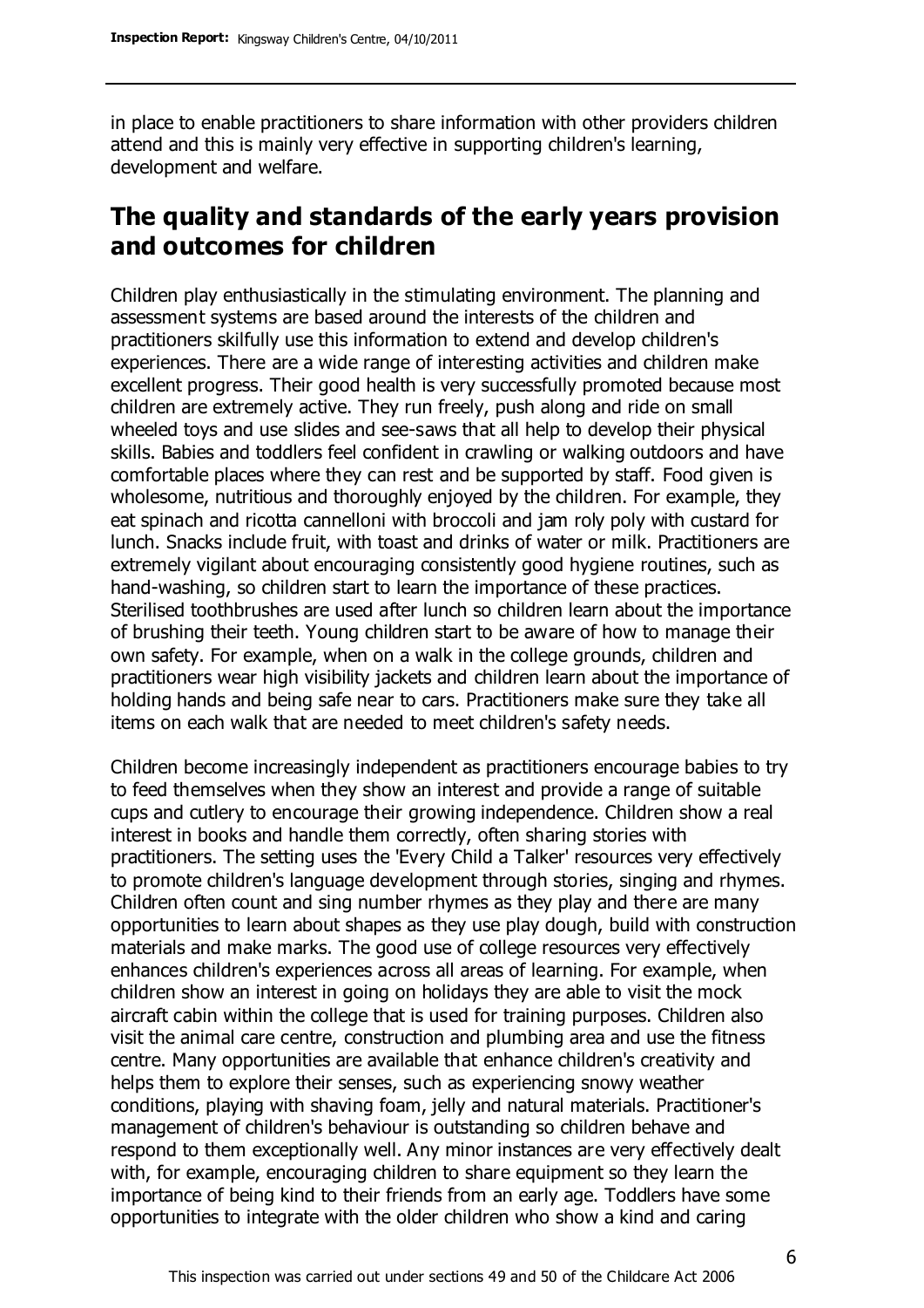in place to enable practitioners to share information with other providers children attend and this is mainly very effective in supporting children's learning, development and welfare.

## The quality and standards of the early years provision and outcomes for children

Children play enthusiastically in the stimulating environment. The planning and assessment systems are based around the interests of the children and practitioners skilfully use this information to extend and develop children's experiences. There are a wide range of interesting activities and children make excellent progress. Their good health is very successfully promoted because most children are extremely active. They run freely, push along and ride on small wheeled toys and use slides and see-saws that all help to develop their physical skills. Babies and toddlers feel confident in crawling or walking outdoors and have comfortable places where they can rest and be supported by staff. Food given is wholesome, nutritious and thoroughly enjoyed by the children. For example, they eat spinach and ricotta cannelloni with broccoli and jam roly poly with custard for lunch. Snacks include fruit, with toast and drinks of water or milk. Practitioners are extremely vigilant about encouraging consistently good hygiene routines, such as hand-washing, so children start to learn the importance of these practices. Sterilised toothbrushes are used after lunch so children learn about the importance of brushing their teeth. Young children start to be aware of how to manage their own safety. For example, when on a walk in the college grounds, children and practitioners wear high visibility jackets and children learn about the importance of holding hands and being safe near to cars. Practitioners make sure they take all items on each walk that are needed to meet children's safety needs.

Children become increasingly independent as practitioners encourage babies to try to feed themselves when they show an interest and provide a range of suitable cups and cutlery to encourage their growing independence. Children show a real interest in books and handle them correctly, often sharing stories with practitioners. The setting uses the 'Every Child a Talker' resources very effectively to promote children's language development through stories, singing and rhymes. Children often count and sing number rhymes as they play and there are many opportunities to learn about shapes as they use play dough, build with construction materials and make marks. The good use of college resources very effectively enhances children's experiences across all areas of learning. For example, when children show an interest in going on holidays they are able to visit the mock aircraft cabin within the college that is used for training purposes. Children also visit the animal care centre, construction and plumbing area and use the fitness centre. Many opportunities are available that enhance children's creativity and helps them to explore their senses, such as experiencing snowy weather conditions, playing with shaving foam, jelly and natural materials. Practitioner's management of children's behaviour is outstanding so children behave and respond to them exceptionally well. Any minor instances are very effectively dealt with, for example, encouraging children to share equipment so they learn the importance of being kind to their friends from an early age. Toddlers have some opportunities to integrate with the older children who show a kind and caring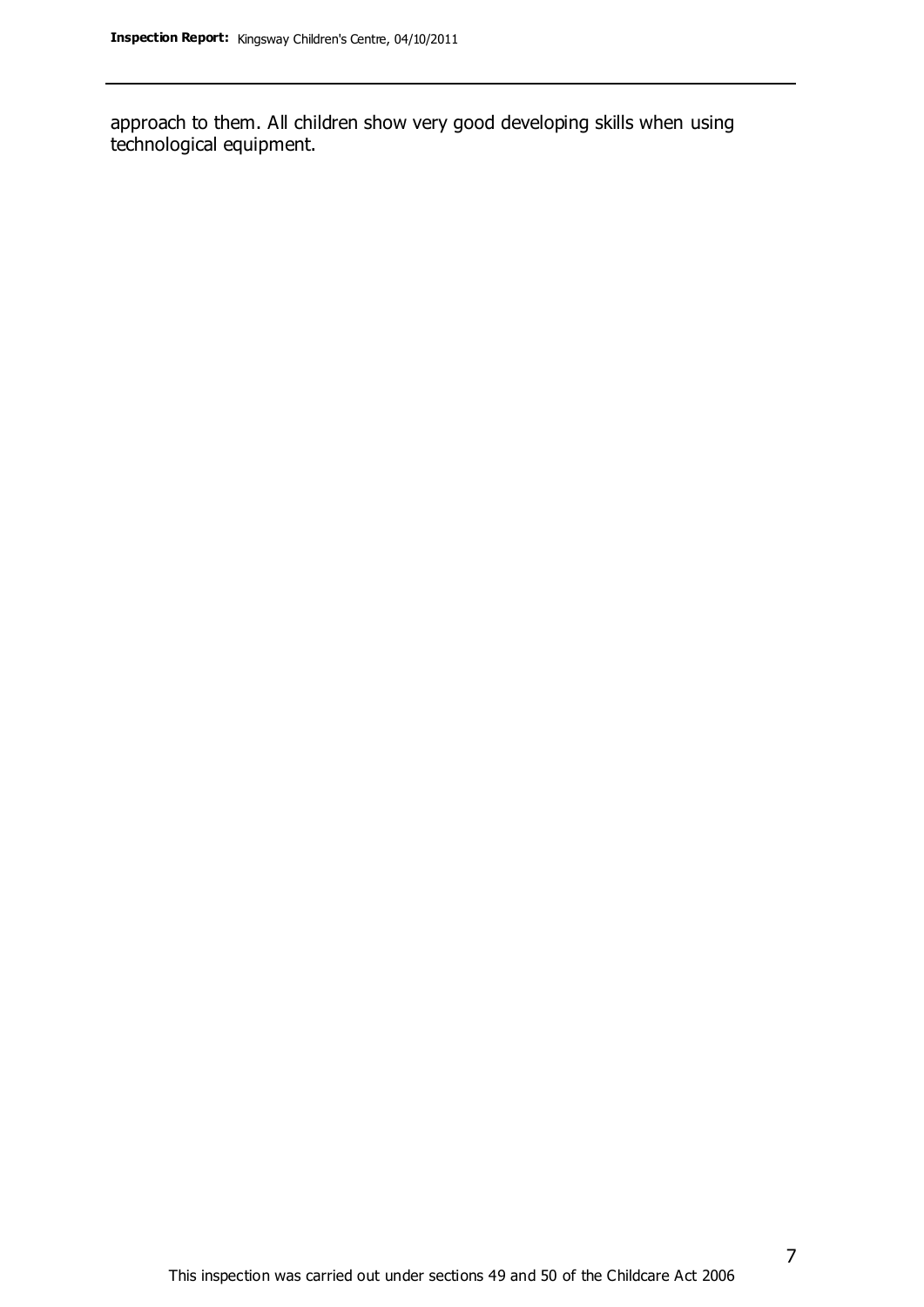approach to them. All children show very good developing skills when using technological equipment.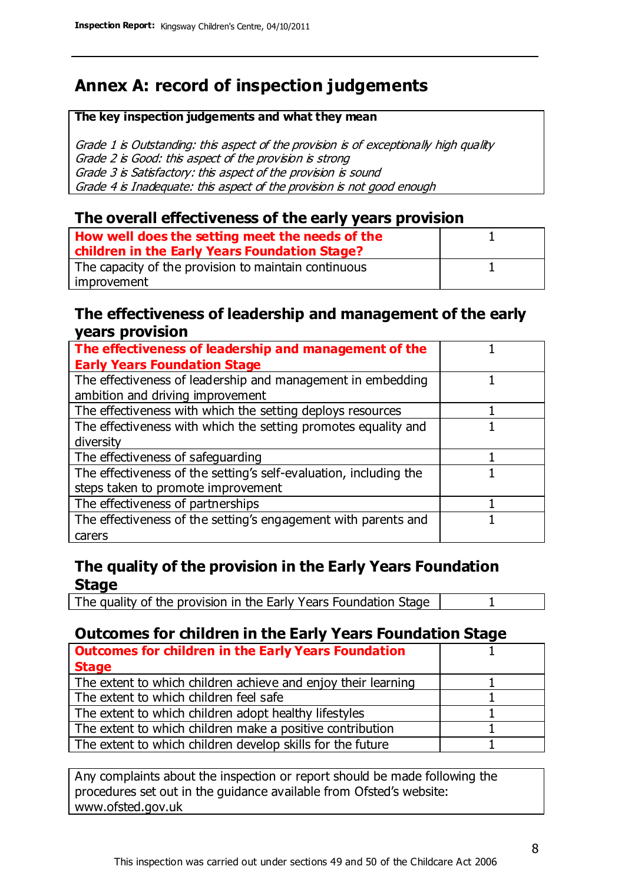# Annex A: record of inspection judgements

| **The key inspection judgements and what they mean** |
| --- |
| *Grade 1 is Outstanding: this aspect of the provision is of exceptionally high quality*<br>*Grade 2 is Good: this aspect of the provision is strong*<br>*Grade 3 is Satisfactory: this aspect of the provision is sound*<br>*Grade 4 is Inadequate: this aspect of the provision is not good enough* |

## The overall effectiveness of the early years provision

| | |
| --- | --- |
| **How well does the setting meet the needs of the children in the Early Years Foundation Stage?** | 1 |
| The capacity of the provision to maintain continuous improvement | 1 |

## The effectiveness of leadership and management of the early years provision

| | |
| --- | --- |
| **The effectiveness of leadership and management of the Early Years Foundation Stage** | 1 |
| The effectiveness of leadership and management in embedding ambition and driving improvement | 1 |
| The effectiveness with which the setting deploys resources | 1 |
| The effectiveness with which the setting promotes equality and diversity | 1 |
| The effectiveness of safeguarding | 1 |
| The effectiveness of the setting's self-evaluation, including the steps taken to promote improvement | 1 |
| The effectiveness of partnerships | 1 |
| The effectiveness of the setting's engagement with parents and carers | 1 |

## The quality of the provision in the Early Years Foundation Stage

| | |
| --- | --- |
| The quality of the provision in the Early Years Foundation Stage | 1 |

## Outcomes for children in the Early Years Foundation Stage

| | |
| --- | --- |
| **Outcomes for children in the Early Years Foundation Stage** | 1 |
| The extent to which children achieve and enjoy their learning | 1 |
| The extent to which children feel safe | 1 |
| The extent to which children adopt healthy lifestyles | 1 |
| The extent to which children make a positive contribution | 1 |
| The extent to which children develop skills for the future | 1 |

Any complaints about the inspection or report should be made following the procedures set out in the guidance available from Ofsted's website: www.ofsted.gov.uk

This inspection was carried out under sections 49 and 50 of the Childcare Act 2006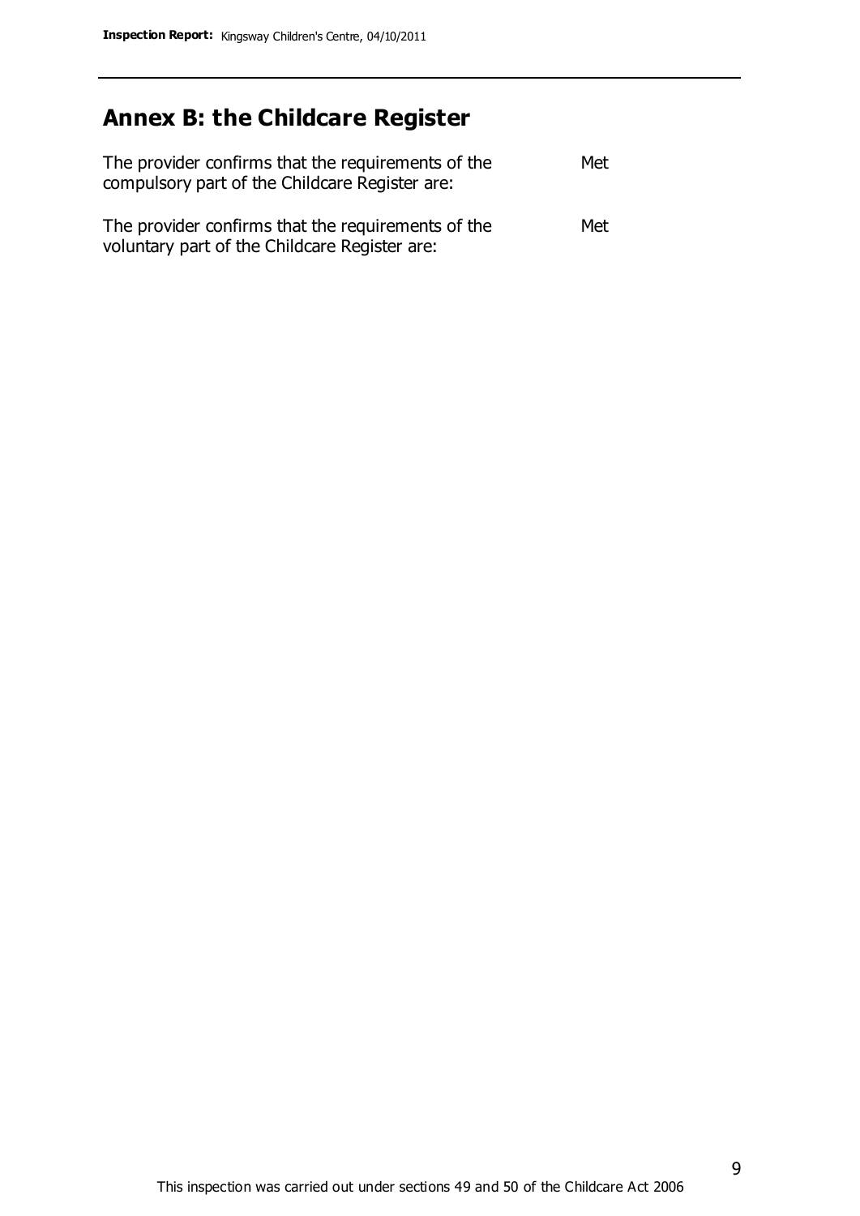## Annex B: the Childcare Register

| | |
|---|---|
| The provider confirms that the requirements of the compulsory part of the Childcare Register are: | Met |
| The provider confirms that the requirements of the voluntary part of the Childcare Register are: | Met |

This inspection was carried out under sections 49 and 50 of the Childcare Act 2006